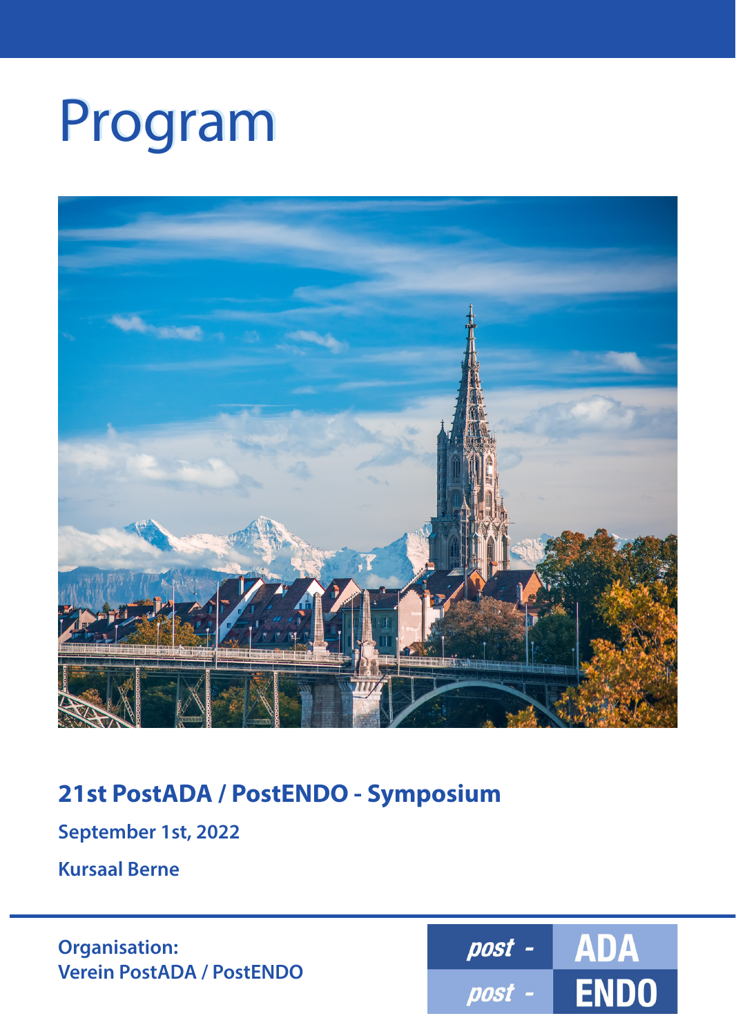# Program

## 21st PostADA / PostENDO - Symposium

**September 1st, 2022**

**Kursaal Berne**

**Organisation:**
**Verein PostADA / PostENDO**

post - ADA
post - ENDO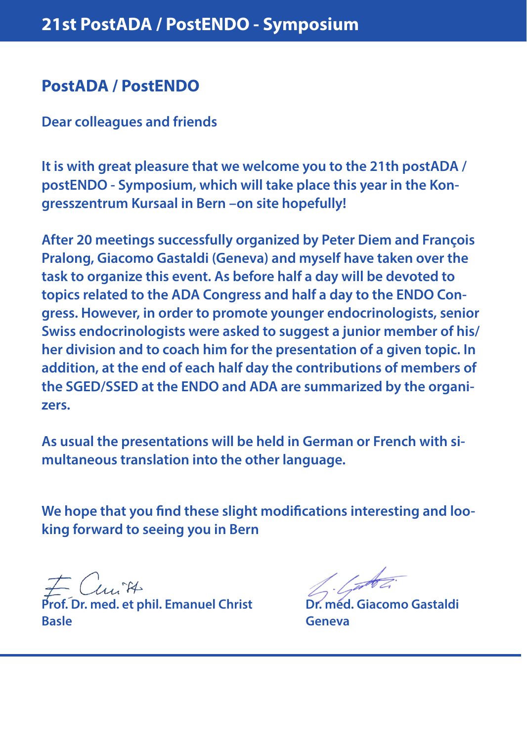# 21st PostADA / PostENDO - Symposium

## PostADA / PostENDO

**Dear colleagues and friends**

**It is with great pleasure that we welcome you to the 21th postADA / postENDO - Symposium, which will take place this year in the Kongresszentrum Kursaal in Bern –on site hopefully!**

**After 20 meetings successfully organized by Peter Diem and François Pralong, Giacomo Gastaldi (Geneva) and myself have taken over the task to organize this event. As before half a day will be devoted to topics related to the ADA Congress and half a day to the ENDO Congress. However, in order to promote younger endocrinologists, senior Swiss endocrinologists were asked to suggest a junior member of his/her division and to coach him for the presentation of a given topic. In addition, at the end of each half day the contributions of members of the SGED/SSED at the ENDO and ADA are summarized by the organizers.**

**As usual the presentations will be held in German or French with simultaneous translation into the other language.**

**We hope that you find these slight modifications interesting and looking forward to seeing you in Bern**

**Prof. Dr. med. et phil. Emanuel Christ**
**Basle**

**Dr. méd. Giacomo Gastaldi**
**Geneva**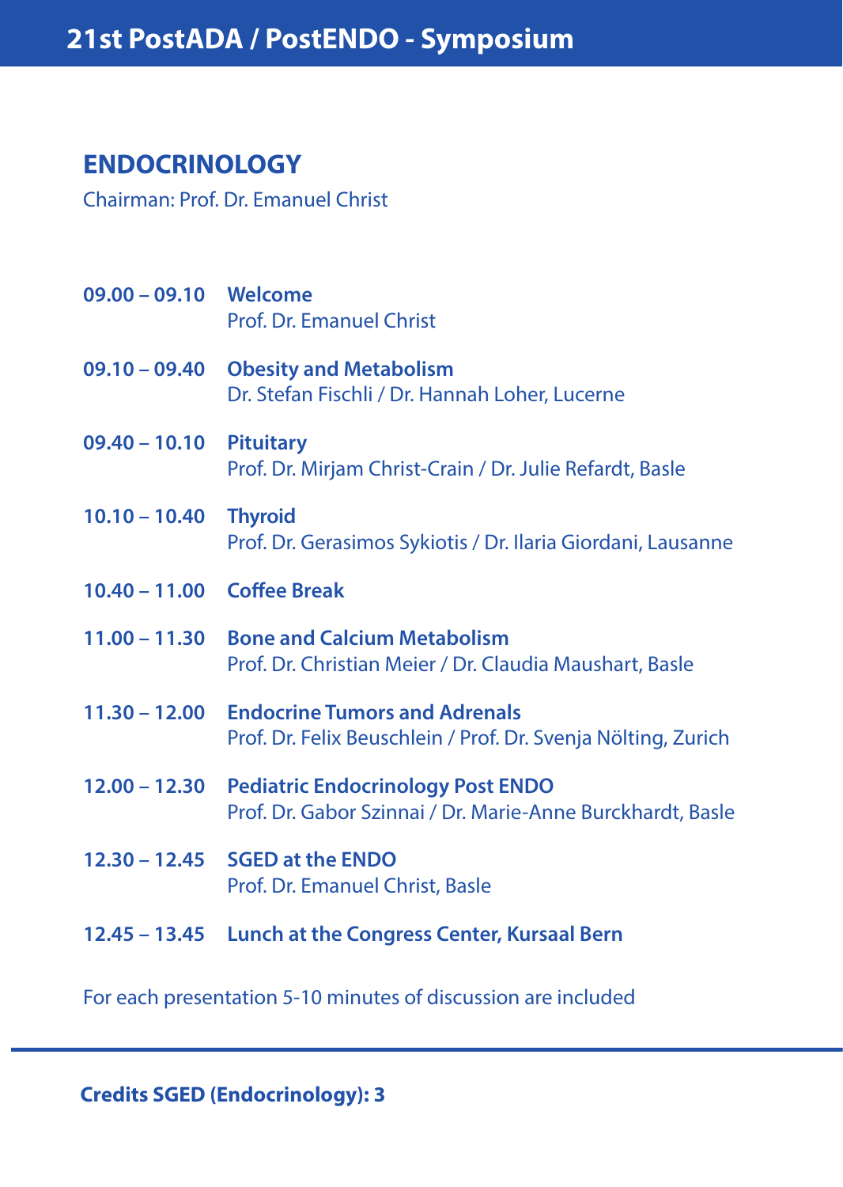# 21st PostADA / PostENDO - Symposium

## ENDOCRINOLOGY

Chairman: Prof. Dr. Emanuel Christ

**09.00 – 09.10** **Welcome**
Prof. Dr. Emanuel Christ

**09.10 – 09.40** **Obesity and Metabolism**
Dr. Stefan Fischli / Dr. Hannah Loher, Lucerne

**09.40 – 10.10** **Pituitary**
Prof. Dr. Mirjam Christ-Crain / Dr. Julie Refardt, Basle

**10.10 – 10.40** **Thyroid**
Prof. Dr. Gerasimos Sykiotis / Dr. Ilaria Giordani, Lausanne

**10.40 – 11.00** **Coffee Break**

**11.00 – 11.30** **Bone and Calcium Metabolism**
Prof. Dr. Christian Meier / Dr. Claudia Maushart, Basle

**11.30 – 12.00** **Endocrine Tumors and Adrenals**
Prof. Dr. Felix Beuschlein / Prof. Dr. Svenja Nölting, Zurich

**12.00 – 12.30** **Pediatric Endocrinology Post ENDO**
Prof. Dr. Gabor Szinnai / Dr. Marie-Anne Burckhardt, Basle

**12.30 – 12.45** **SGED at the ENDO**
Prof. Dr. Emanuel Christ, Basle

**12.45 – 13.45** **Lunch at the Congress Center, Kursaal Bern**

For each presentation 5-10 minutes of discussion are included

---

**Credits SGED (Endocrinology): 3**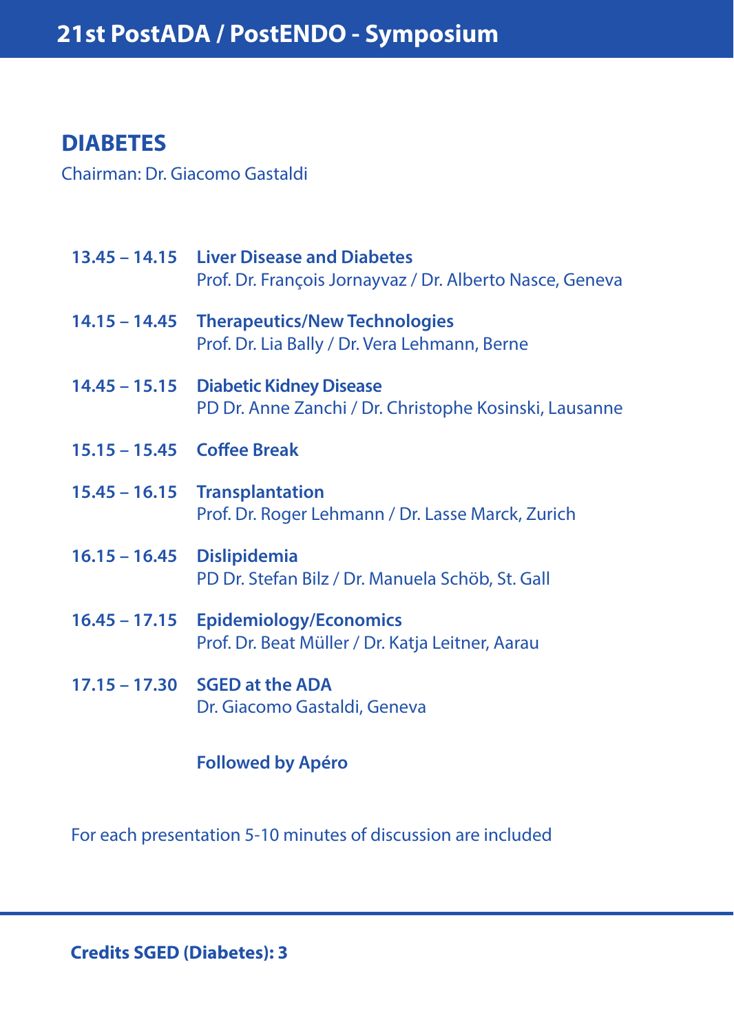# 21st PostADA / PostENDO - Symposium

## DIABETES

Chairman: Dr. Giacomo Gastaldi

| | |
|---|---|
| **13.45 – 14.15** | **Liver Disease and Diabetes**<br>Prof. Dr. François Jornayvaz / Dr. Alberto Nasce, Geneva |
| **14.15 – 14.45** | **Therapeutics/New Technologies**<br>Prof. Dr. Lia Bally / Dr. Vera Lehmann, Berne |
| **14.45 – 15.15** | **Diabetic Kidney Disease**<br>PD Dr. Anne Zanchi / Dr. Christophe Kosinski, Lausanne |
| **15.15 – 15.45** | **Coffee Break** |
| **15.45 – 16.15** | **Transplantation**<br>Prof. Dr. Roger Lehmann / Dr. Lasse Marck, Zurich |
| **16.15 – 16.45** | **Dislipidemia**<br>PD Dr. Stefan Bilz / Dr. Manuela Schöb, St. Gall |
| **16.45 – 17.15** | **Epidemiology/Economics**<br>Prof. Dr. Beat Müller / Dr. Katja Leitner, Aarau |
| **17.15 – 17.30** | **SGED at the ADA**<br>Dr. Giacomo Gastaldi, Geneva |
| | **Followed by Apéro** |

For each presentation 5-10 minutes of discussion are included

**Credits SGED (Diabetes): 3**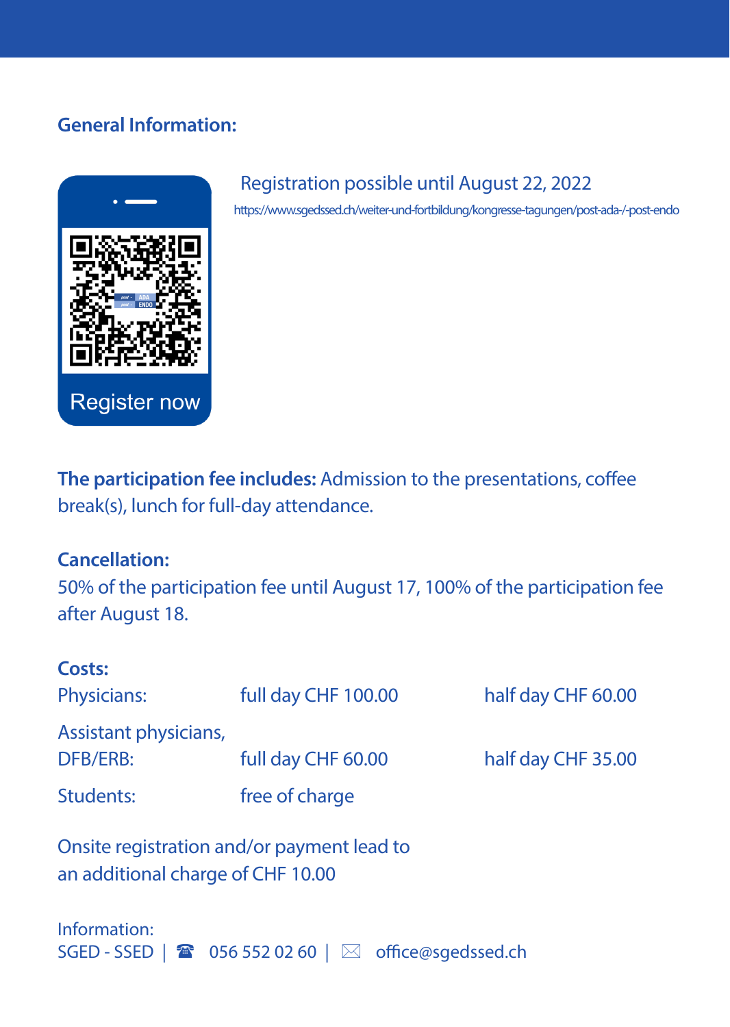## General Information:

Register now

Registration possible until August 22, 2022

https://www.sgedssed.ch/weiter-und-fortbildung/kongresse-tagungen/post-ada-/-post-endo

**The participation fee includes:** Admission to the presentations, coffee break(s), lunch for full-day attendance.

**Cancellation:**
50% of the participation fee until August 17, 100% of the participation fee after August 18.

**Costs:**

| | | |
|---|---|---|
| Physicians: | full day CHF 100.00 | half day CHF 60.00 |
| Assistant physicians, DFB/ERB: | full day CHF 60.00 | half day CHF 35.00 |
| Students: | free of charge | |

Onsite registration and/or payment lead to an additional charge of CHF 10.00

Information:
SGED - SSED | ☎ 056 552 02 60 | ✉ office@sgedssed.ch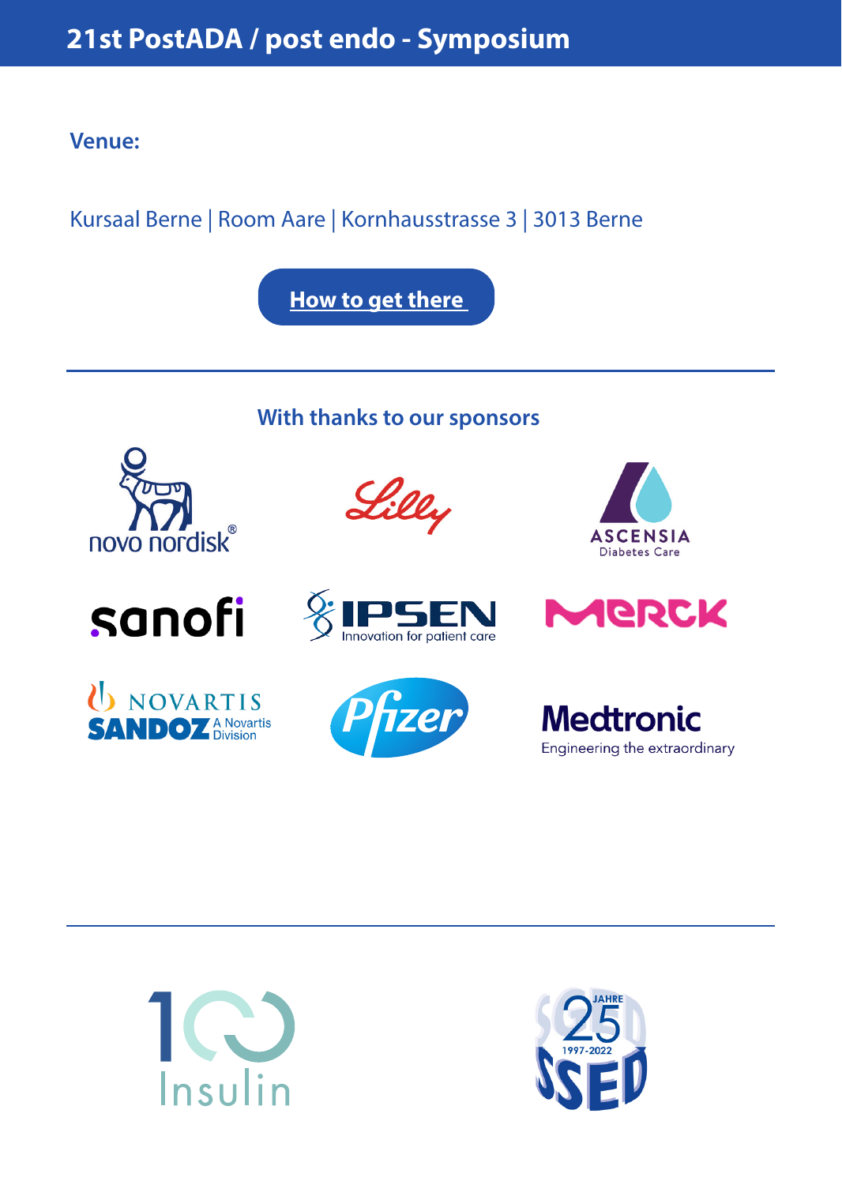Venue:

Kursaal Berne | Room Aare | Kornhausstrasse 3 | 3013 Berne

How to get there

With thanks to our sponsors

novo nordisk®

Lilly

ASCENSIA
Diabetes Care

sanofi

IPSEN
Innovation for patient care

MERCK

NOVARTIS
SANDOZ A Novartis Division

Pfizer

Medtronic
Engineering the extraordinary

100 Insulin

25 JAHRE
1997-2022
SGED SSED